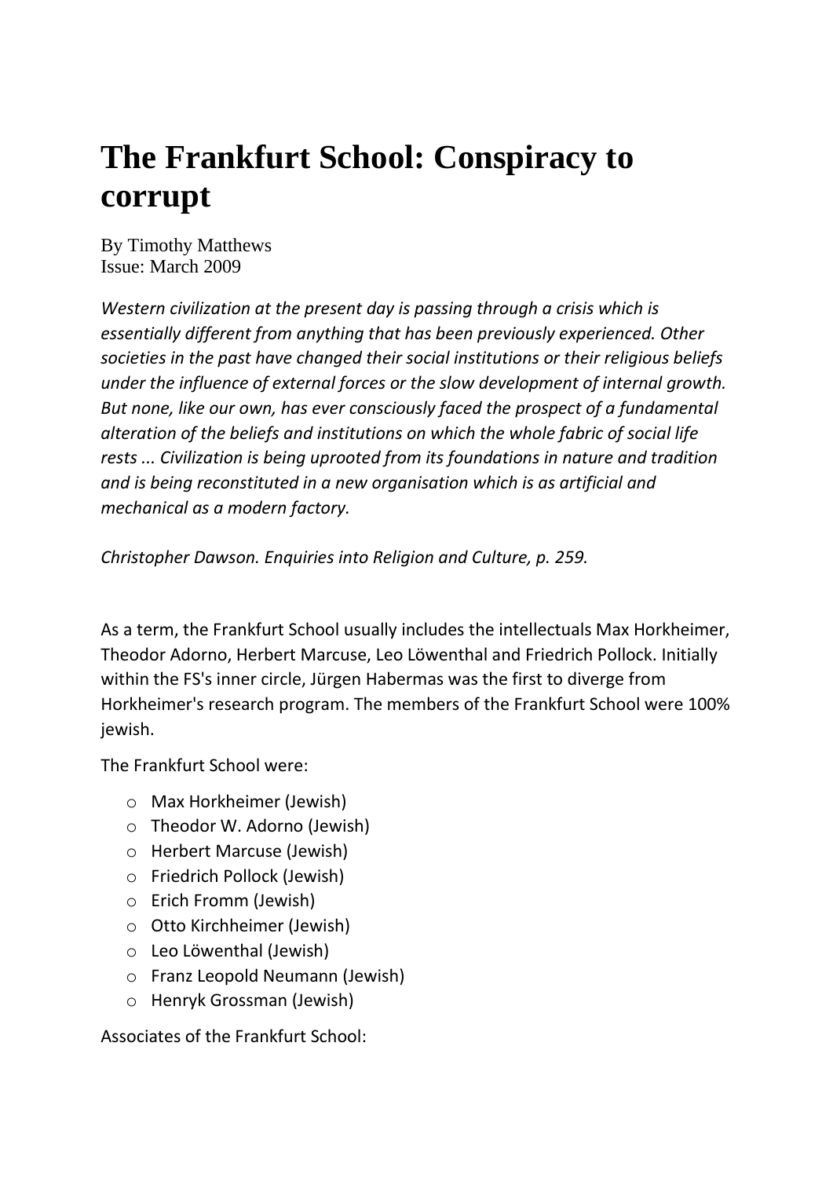# The Frankfurt School: Conspiracy to corrupt

By Timothy Matthews
Issue: March 2009

*Western civilization at the present day is passing through a crisis which is essentially different from anything that has been previously experienced. Other societies in the past have changed their social institutions or their religious beliefs under the influence of external forces or the slow development of internal growth. But none, like our own, has ever consciously faced the prospect of a fundamental alteration of the beliefs and institutions on which the whole fabric of social life rests ... Civilization is being uprooted from its foundations in nature and tradition and is being reconstituted in a new organisation which is as artificial and mechanical as a modern factory.*

*Christopher Dawson. Enquiries into Religion and Culture, p. 259.*

As a term, the Frankfurt School usually includes the intellectuals Max Horkheimer, Theodor Adorno, Herbert Marcuse, Leo Löwenthal and Friedrich Pollock. Initially within the FS's inner circle, Jürgen Habermas was the first to diverge from Horkheimer's research program. The members of the Frankfurt School were 100% jewish.

The Frankfurt School were:

- Max Horkheimer (Jewish)
- Theodor W. Adorno (Jewish)
- Herbert Marcuse (Jewish)
- Friedrich Pollock (Jewish)
- Erich Fromm (Jewish)
- Otto Kirchheimer (Jewish)
- Leo Löwenthal (Jewish)
- Franz Leopold Neumann (Jewish)
- Henryk Grossman (Jewish)

Associates of the Frankfurt School: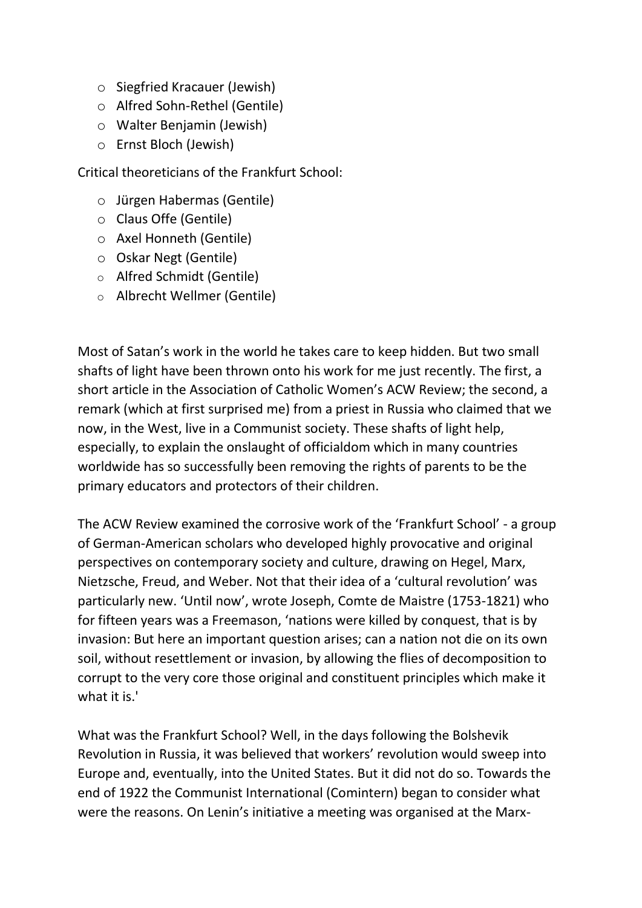- Siegfried Kracauer (Jewish)
- Alfred Sohn-Rethel (Gentile)
- Walter Benjamin (Jewish)
- Ernst Bloch (Jewish)

Critical theoreticians of the Frankfurt School:

- Jürgen Habermas (Gentile)
- Claus Offe (Gentile)
- Axel Honneth (Gentile)
- Oskar Negt (Gentile)
- Alfred Schmidt (Gentile)
- Albrecht Wellmer (Gentile)

Most of Satan's work in the world he takes care to keep hidden. But two small shafts of light have been thrown onto his work for me just recently. The first, a short article in the Association of Catholic Women's ACW Review; the second, a remark (which at first surprised me) from a priest in Russia who claimed that we now, in the West, live in a Communist society. These shafts of light help, especially, to explain the onslaught of officialdom which in many countries worldwide has so successfully been removing the rights of parents to be the primary educators and protectors of their children.

The ACW Review examined the corrosive work of the 'Frankfurt School' - a group of German-American scholars who developed highly provocative and original perspectives on contemporary society and culture, drawing on Hegel, Marx, Nietzsche, Freud, and Weber. Not that their idea of a 'cultural revolution' was particularly new. 'Until now', wrote Joseph, Comte de Maistre (1753-1821) who for fifteen years was a Freemason, 'nations were killed by conquest, that is by invasion: But here an important question arises; can a nation not die on its own soil, without resettlement or invasion, by allowing the flies of decomposition to corrupt to the very core those original and constituent principles which make it what it is.'

What was the Frankfurt School? Well, in the days following the Bolshevik Revolution in Russia, it was believed that workers' revolution would sweep into Europe and, eventually, into the United States. But it did not do so. Towards the end of 1922 the Communist International (Comintern) began to consider what were the reasons. On Lenin's initiative a meeting was organised at the Marx-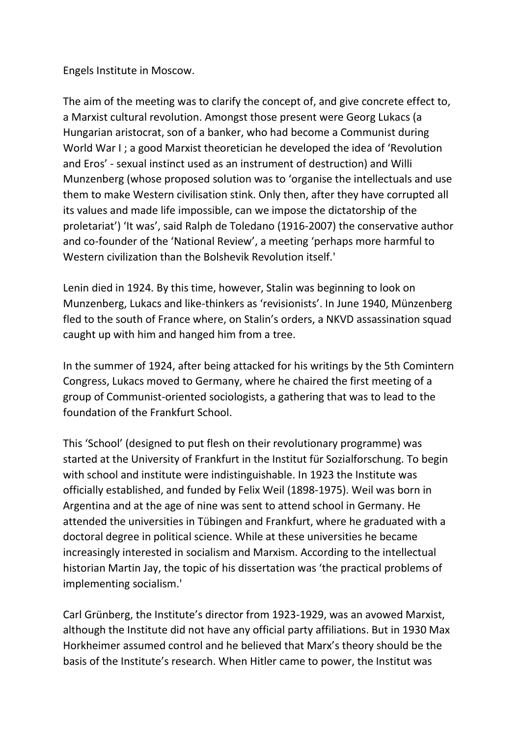Engels Institute in Moscow.

The aim of the meeting was to clarify the concept of, and give concrete effect to, a Marxist cultural revolution. Amongst those present were Georg Lukacs (a Hungarian aristocrat, son of a banker, who had become a Communist during World War I ; a good Marxist theoretician he developed the idea of 'Revolution and Eros' - sexual instinct used as an instrument of destruction) and Willi Munzenberg (whose proposed solution was to 'organise the intellectuals and use them to make Western civilisation stink. Only then, after they have corrupted all its values and made life impossible, can we impose the dictatorship of the proletariat') 'It was', said Ralph de Toledano (1916-2007) the conservative author and co-founder of the 'National Review', a meeting 'perhaps more harmful to Western civilization than the Bolshevik Revolution itself.'

Lenin died in 1924. By this time, however, Stalin was beginning to look on Munzenberg, Lukacs and like-thinkers as 'revisionists'. In June 1940, Münzenberg fled to the south of France where, on Stalin's orders, a NKVD assassination squad caught up with him and hanged him from a tree.

In the summer of 1924, after being attacked for his writings by the 5th Comintern Congress, Lukacs moved to Germany, where he chaired the first meeting of a group of Communist-oriented sociologists, a gathering that was to lead to the foundation of the Frankfurt School.

This 'School' (designed to put flesh on their revolutionary programme) was started at the University of Frankfurt in the Institut für Sozialforschung. To begin with school and institute were indistinguishable. In 1923 the Institute was officially established, and funded by Felix Weil (1898-1975). Weil was born in Argentina and at the age of nine was sent to attend school in Germany. He attended the universities in Tübingen and Frankfurt, where he graduated with a doctoral degree in political science. While at these universities he became increasingly interested in socialism and Marxism. According to the intellectual historian Martin Jay, the topic of his dissertation was 'the practical problems of implementing socialism.'

Carl Grünberg, the Institute's director from 1923-1929, was an avowed Marxist, although the Institute did not have any official party affiliations. But in 1930 Max Horkheimer assumed control and he believed that Marx's theory should be the basis of the Institute's research. When Hitler came to power, the Institut was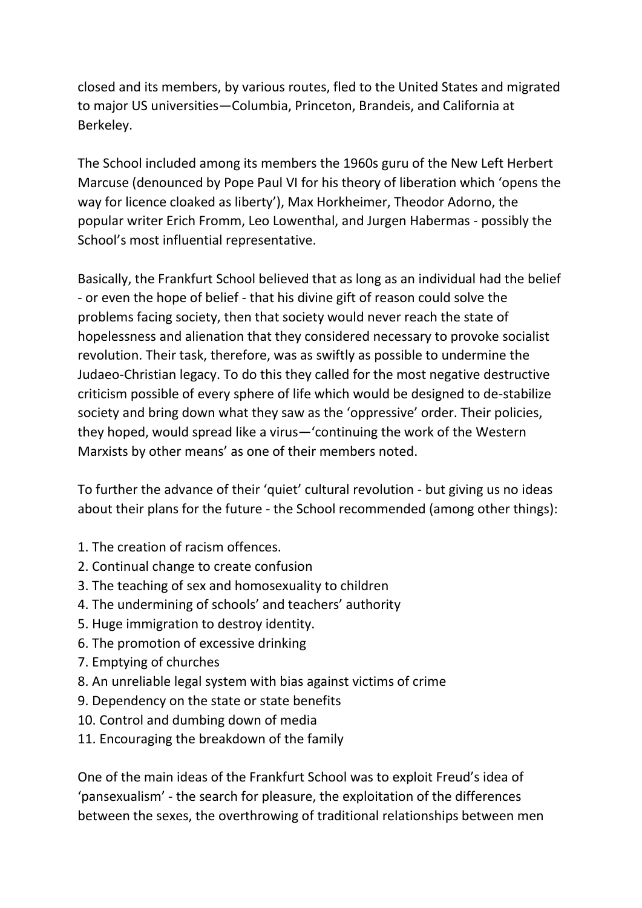closed and its members, by various routes, fled to the United States and migrated to major US universities—Columbia, Princeton, Brandeis, and California at Berkeley.

The School included among its members the 1960s guru of the New Left Herbert Marcuse (denounced by Pope Paul VI for his theory of liberation which 'opens the way for licence cloaked as liberty'), Max Horkheimer, Theodor Adorno, the popular writer Erich Fromm, Leo Lowenthal, and Jurgen Habermas - possibly the School's most influential representative.

Basically, the Frankfurt School believed that as long as an individual had the belief - or even the hope of belief - that his divine gift of reason could solve the problems facing society, then that society would never reach the state of hopelessness and alienation that they considered necessary to provoke socialist revolution. Their task, therefore, was as swiftly as possible to undermine the Judaeo-Christian legacy. To do this they called for the most negative destructive criticism possible of every sphere of life which would be designed to de-stabilize society and bring down what they saw as the 'oppressive' order. Their policies, they hoped, would spread like a virus—'continuing the work of the Western Marxists by other means' as one of their members noted.

To further the advance of their 'quiet' cultural revolution - but giving us no ideas about their plans for the future - the School recommended (among other things):

1. The creation of racism offences.
2. Continual change to create confusion
3. The teaching of sex and homosexuality to children
4. The undermining of schools' and teachers' authority
5. Huge immigration to destroy identity.
6. The promotion of excessive drinking
7. Emptying of churches
8. An unreliable legal system with bias against victims of crime
9. Dependency on the state or state benefits
10. Control and dumbing down of media
11. Encouraging the breakdown of the family

One of the main ideas of the Frankfurt School was to exploit Freud's idea of 'pansexualism' - the search for pleasure, the exploitation of the differences between the sexes, the overthrowing of traditional relationships between men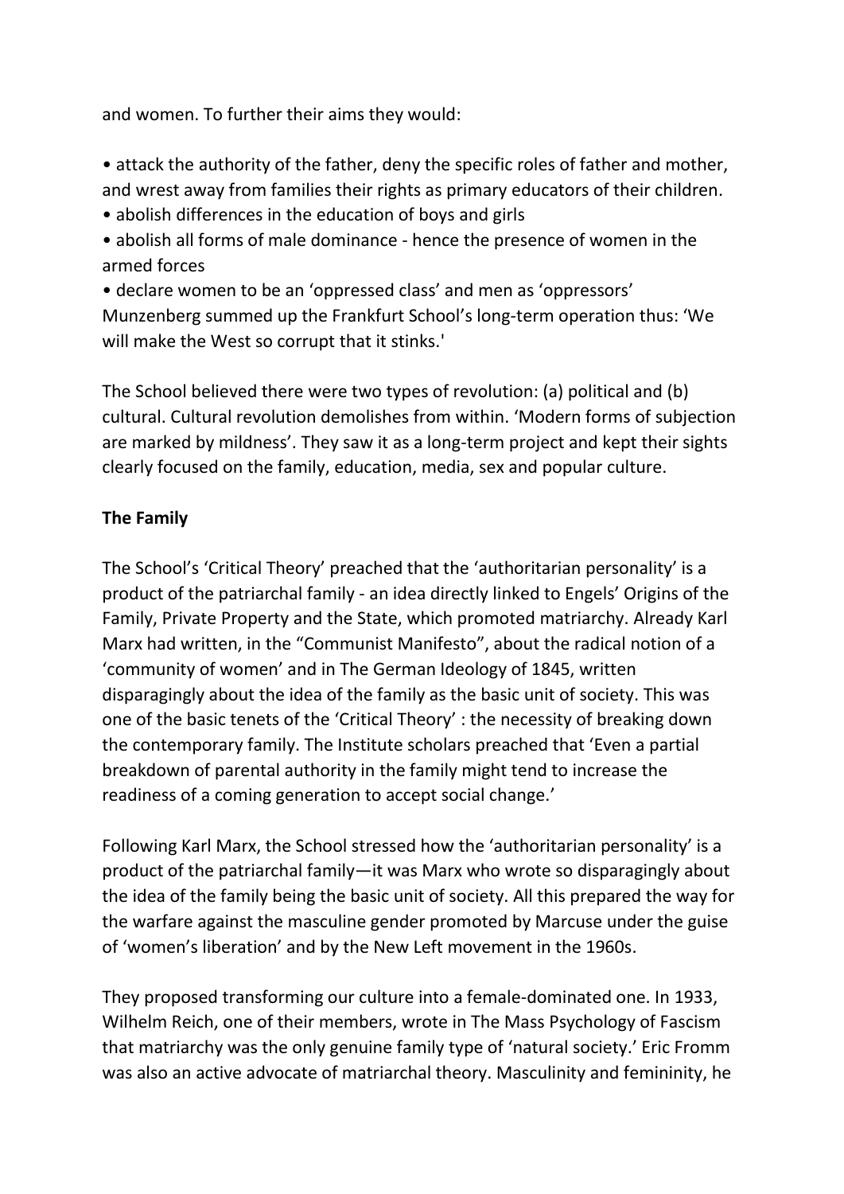and women. To further their aims they would:

- attack the authority of the father, deny the specific roles of father and mother, and wrest away from families their rights as primary educators of their children.
- abolish differences in the education of boys and girls
- abolish all forms of male dominance - hence the presence of women in the armed forces
- declare women to be an 'oppressed class' and men as 'oppressors'

Munzenberg summed up the Frankfurt School's long-term operation thus: 'We will make the West so corrupt that it stinks.'

The School believed there were two types of revolution: (a) political and (b) cultural. Cultural revolution demolishes from within. 'Modern forms of subjection are marked by mildness'. They saw it as a long-term project and kept their sights clearly focused on the family, education, media, sex and popular culture.

**The Family**

The School's 'Critical Theory' preached that the 'authoritarian personality' is a product of the patriarchal family - an idea directly linked to Engels' Origins of the Family, Private Property and the State, which promoted matriarchy. Already Karl Marx had written, in the "Communist Manifesto", about the radical notion of a 'community of women' and in The German Ideology of 1845, written disparagingly about the idea of the family as the basic unit of society. This was one of the basic tenets of the 'Critical Theory' : the necessity of breaking down the contemporary family. The Institute scholars preached that 'Even a partial breakdown of parental authority in the family might tend to increase the readiness of a coming generation to accept social change.'

Following Karl Marx, the School stressed how the 'authoritarian personality' is a product of the patriarchal family—it was Marx who wrote so disparagingly about the idea of the family being the basic unit of society. All this prepared the way for the warfare against the masculine gender promoted by Marcuse under the guise of 'women's liberation' and by the New Left movement in the 1960s.

They proposed transforming our culture into a female-dominated one. In 1933, Wilhelm Reich, one of their members, wrote in The Mass Psychology of Fascism that matriarchy was the only genuine family type of 'natural society.' Eric Fromm was also an active advocate of matriarchal theory. Masculinity and femininity, he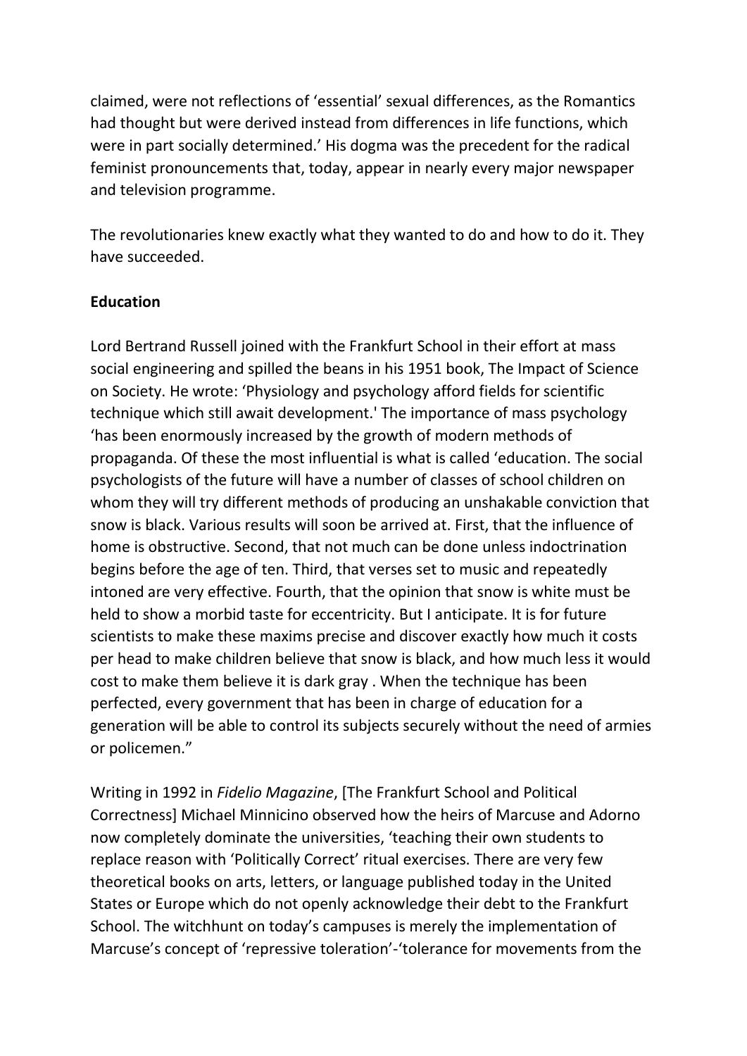claimed, were not reflections of 'essential' sexual differences, as the Romantics had thought but were derived instead from differences in life functions, which were in part socially determined.' His dogma was the precedent for the radical feminist pronouncements that, today, appear in nearly every major newspaper and television programme.

The revolutionaries knew exactly what they wanted to do and how to do it. They have succeeded.

**Education**

Lord Bertrand Russell joined with the Frankfurt School in their effort at mass social engineering and spilled the beans in his 1951 book, The Impact of Science on Society. He wrote: 'Physiology and psychology afford fields for scientific technique which still await development.' The importance of mass psychology 'has been enormously increased by the growth of modern methods of propaganda. Of these the most influential is what is called 'education. The social psychologists of the future will have a number of classes of school children on whom they will try different methods of producing an unshakable conviction that snow is black. Various results will soon be arrived at. First, that the influence of home is obstructive. Second, that not much can be done unless indoctrination begins before the age of ten. Third, that verses set to music and repeatedly intoned are very effective. Fourth, that the opinion that snow is white must be held to show a morbid taste for eccentricity. But I anticipate. It is for future scientists to make these maxims precise and discover exactly how much it costs per head to make children believe that snow is black, and how much less it would cost to make them believe it is dark gray . When the technique has been perfected, every government that has been in charge of education for a generation will be able to control its subjects securely without the need of armies or policemen."

Writing in 1992 in *Fidelio Magazine*, [The Frankfurt School and Political Correctness] Michael Minnicino observed how the heirs of Marcuse and Adorno now completely dominate the universities, 'teaching their own students to replace reason with 'Politically Correct' ritual exercises. There are very few theoretical books on arts, letters, or language published today in the United States or Europe which do not openly acknowledge their debt to the Frankfurt School. The witchhunt on today's campuses is merely the implementation of Marcuse's concept of 'repressive toleration'-'tolerance for movements from the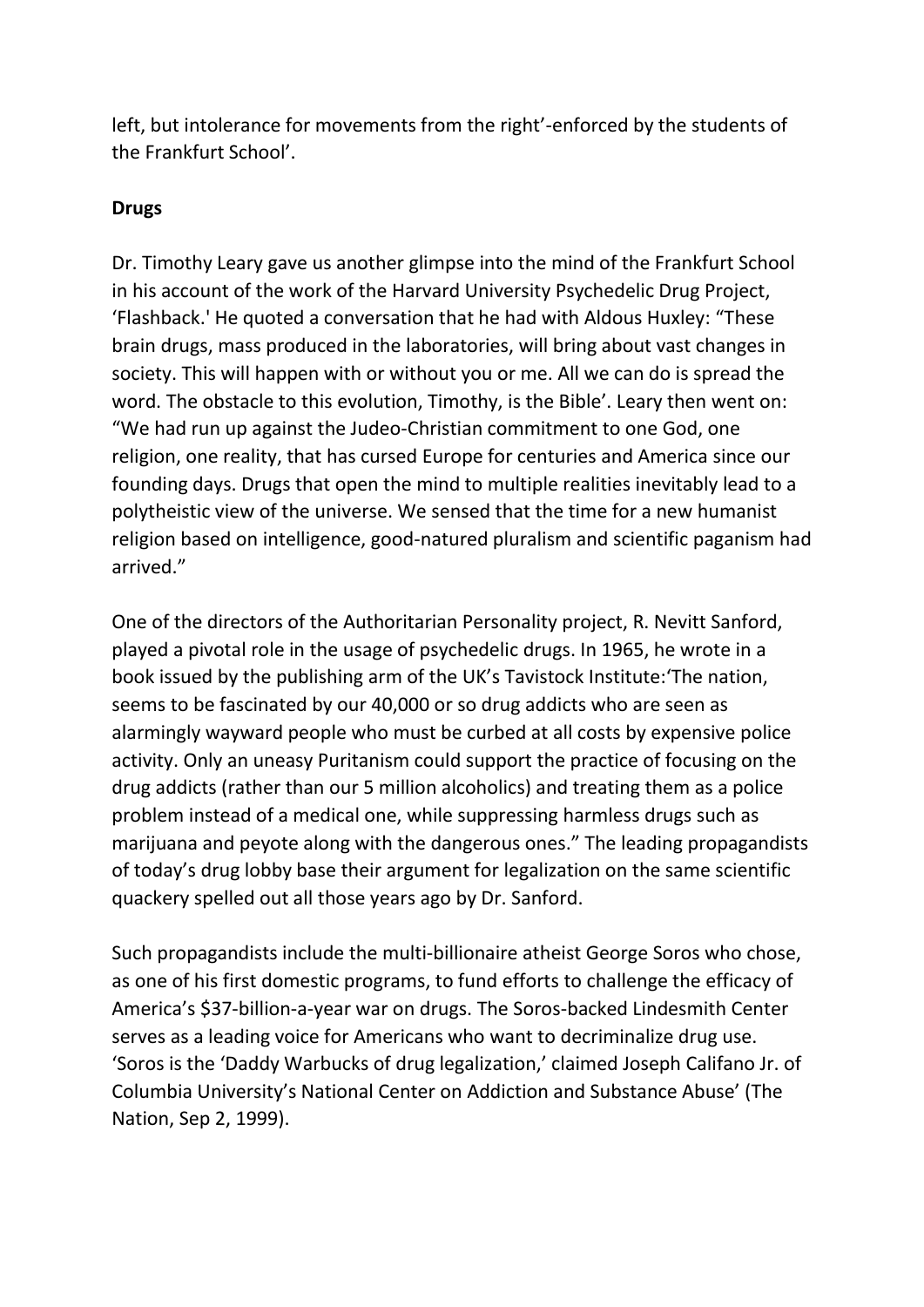left, but intolerance for movements from the right'-enforced by the students of the Frankfurt School'.

## Drugs

Dr. Timothy Leary gave us another glimpse into the mind of the Frankfurt School in his account of the work of the Harvard University Psychedelic Drug Project, 'Flashback.' He quoted a conversation that he had with Aldous Huxley: "These brain drugs, mass produced in the laboratories, will bring about vast changes in society. This will happen with or without you or me. All we can do is spread the word. The obstacle to this evolution, Timothy, is the Bible'. Leary then went on: "We had run up against the Judeo-Christian commitment to one God, one religion, one reality, that has cursed Europe for centuries and America since our founding days. Drugs that open the mind to multiple realities inevitably lead to a polytheistic view of the universe. We sensed that the time for a new humanist religion based on intelligence, good-natured pluralism and scientific paganism had arrived."

One of the directors of the Authoritarian Personality project, R. Nevitt Sanford, played a pivotal role in the usage of psychedelic drugs. In 1965, he wrote in a book issued by the publishing arm of the UK's Tavistock Institute:'The nation, seems to be fascinated by our 40,000 or so drug addicts who are seen as alarmingly wayward people who must be curbed at all costs by expensive police activity. Only an uneasy Puritanism could support the practice of focusing on the drug addicts (rather than our 5 million alcoholics) and treating them as a police problem instead of a medical one, while suppressing harmless drugs such as marijuana and peyote along with the dangerous ones." The leading propagandists of today's drug lobby base their argument for legalization on the same scientific quackery spelled out all those years ago by Dr. Sanford.

Such propagandists include the multi-billionaire atheist George Soros who chose, as one of his first domestic programs, to fund efforts to challenge the efficacy of America's $37-billion-a-year war on drugs. The Soros-backed Lindesmith Center serves as a leading voice for Americans who want to decriminalize drug use. 'Soros is the 'Daddy Warbucks of drug legalization,' claimed Joseph Califano Jr. of Columbia University's National Center on Addiction and Substance Abuse' (The Nation, Sep 2, 1999).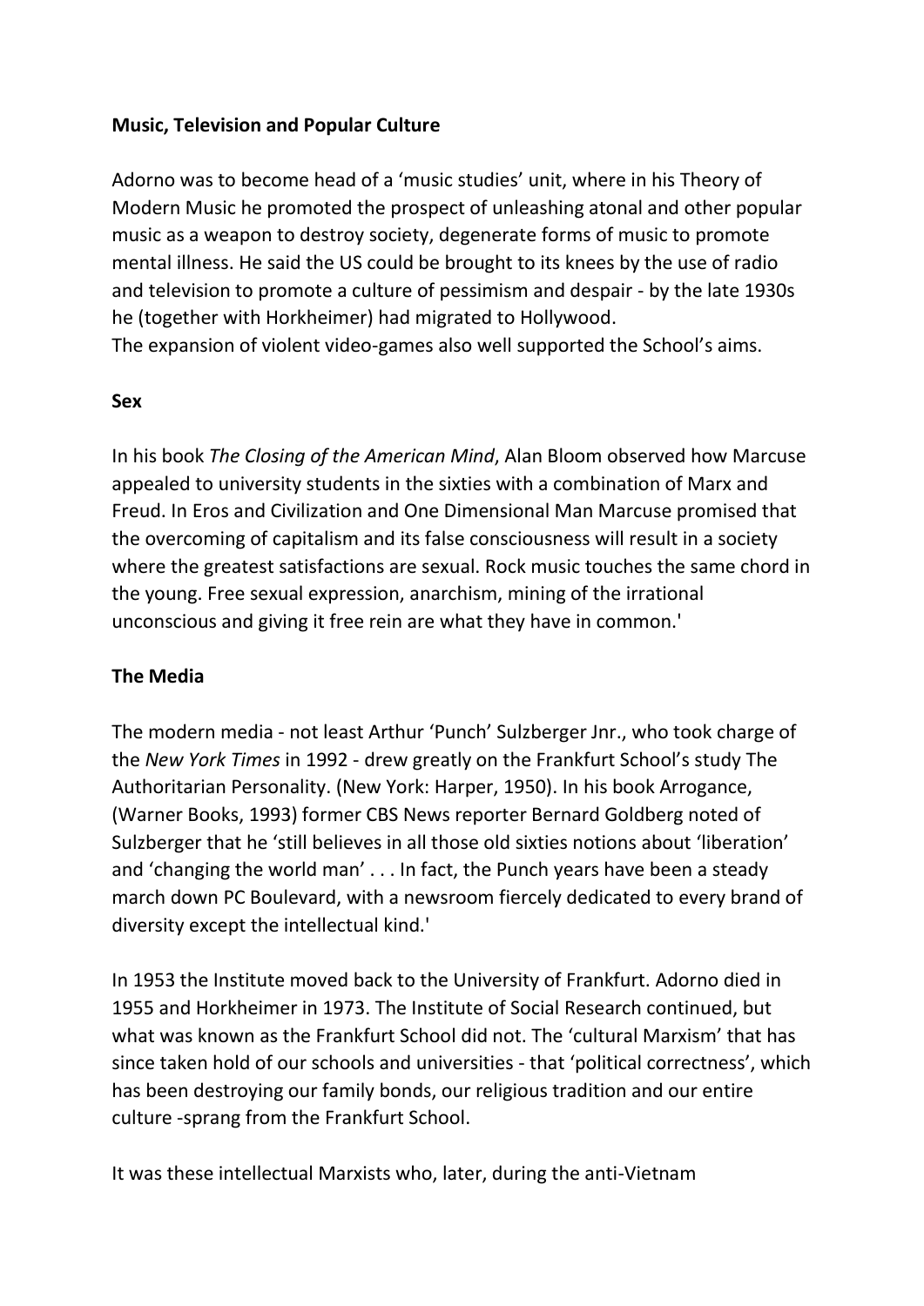### Music, Television and Popular Culture

Adorno was to become head of a 'music studies' unit, where in his Theory of Modern Music he promoted the prospect of unleashing atonal and other popular music as a weapon to destroy society, degenerate forms of music to promote mental illness. He said the US could be brought to its knees by the use of radio and television to promote a culture of pessimism and despair - by the late 1930s he (together with Horkheimer) had migrated to Hollywood.
The expansion of violent video-games also well supported the School's aims.

### Sex

In his book *The Closing of the American Mind*, Alan Bloom observed how Marcuse appealed to university students in the sixties with a combination of Marx and Freud. In Eros and Civilization and One Dimensional Man Marcuse promised that the overcoming of capitalism and its false consciousness will result in a society where the greatest satisfactions are sexual. Rock music touches the same chord in the young. Free sexual expression, anarchism, mining of the irrational unconscious and giving it free rein are what they have in common.'

### The Media

The modern media - not least Arthur 'Punch' Sulzberger Jnr., who took charge of the *New York Times* in 1992 - drew greatly on the Frankfurt School's study The Authoritarian Personality. (New York: Harper, 1950). In his book Arrogance, (Warner Books, 1993) former CBS News reporter Bernard Goldberg noted of Sulzberger that he 'still believes in all those old sixties notions about 'liberation' and 'changing the world man' . . . In fact, the Punch years have been a steady march down PC Boulevard, with a newsroom fiercely dedicated to every brand of diversity except the intellectual kind.'

In 1953 the Institute moved back to the University of Frankfurt. Adorno died in 1955 and Horkheimer in 1973. The Institute of Social Research continued, but what was known as the Frankfurt School did not. The 'cultural Marxism' that has since taken hold of our schools and universities - that 'political correctness', which has been destroying our family bonds, our religious tradition and our entire culture -sprang from the Frankfurt School.

It was these intellectual Marxists who, later, during the anti-Vietnam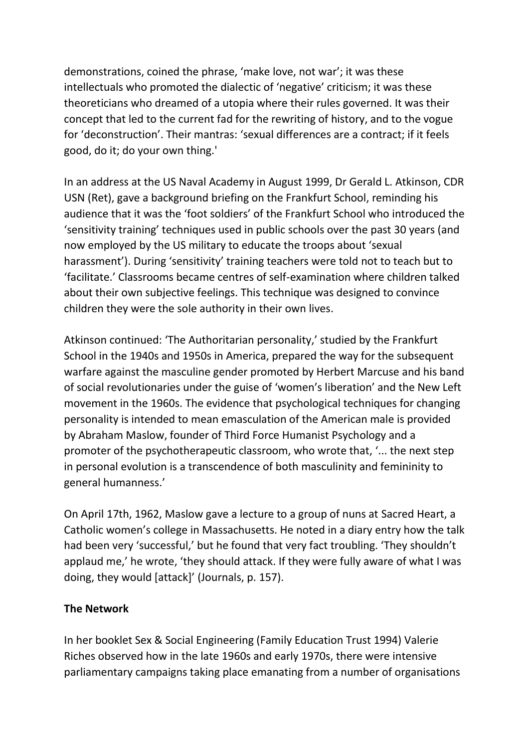demonstrations, coined the phrase, 'make love, not war'; it was these intellectuals who promoted the dialectic of 'negative' criticism; it was these theoreticians who dreamed of a utopia where their rules governed. It was their concept that led to the current fad for the rewriting of history, and to the vogue for 'deconstruction'. Their mantras: 'sexual differences are a contract; if it feels good, do it; do your own thing.'

In an address at the US Naval Academy in August 1999, Dr Gerald L. Atkinson, CDR USN (Ret), gave a background briefing on the Frankfurt School, reminding his audience that it was the 'foot soldiers' of the Frankfurt School who introduced the 'sensitivity training' techniques used in public schools over the past 30 years (and now employed by the US military to educate the troops about 'sexual harassment'). During 'sensitivity' training teachers were told not to teach but to 'facilitate.' Classrooms became centres of self-examination where children talked about their own subjective feelings. This technique was designed to convince children they were the sole authority in their own lives.

Atkinson continued: 'The Authoritarian personality,' studied by the Frankfurt School in the 1940s and 1950s in America, prepared the way for the subsequent warfare against the masculine gender promoted by Herbert Marcuse and his band of social revolutionaries under the guise of 'women's liberation' and the New Left movement in the 1960s. The evidence that psychological techniques for changing personality is intended to mean emasculation of the American male is provided by Abraham Maslow, founder of Third Force Humanist Psychology and a promoter of the psychotherapeutic classroom, who wrote that, '... the next step in personal evolution is a transcendence of both masculinity and femininity to general humanness.'

On April 17th, 1962, Maslow gave a lecture to a group of nuns at Sacred Heart, a Catholic women's college in Massachusetts. He noted in a diary entry how the talk had been very 'successful,' but he found that very fact troubling. 'They shouldn't applaud me,' he wrote, 'they should attack. If they were fully aware of what I was doing, they would [attack]' (Journals, p. 157).

**The Network**

In her booklet Sex & Social Engineering (Family Education Trust 1994) Valerie Riches observed how in the late 1960s and early 1970s, there were intensive parliamentary campaigns taking place emanating from a number of organisations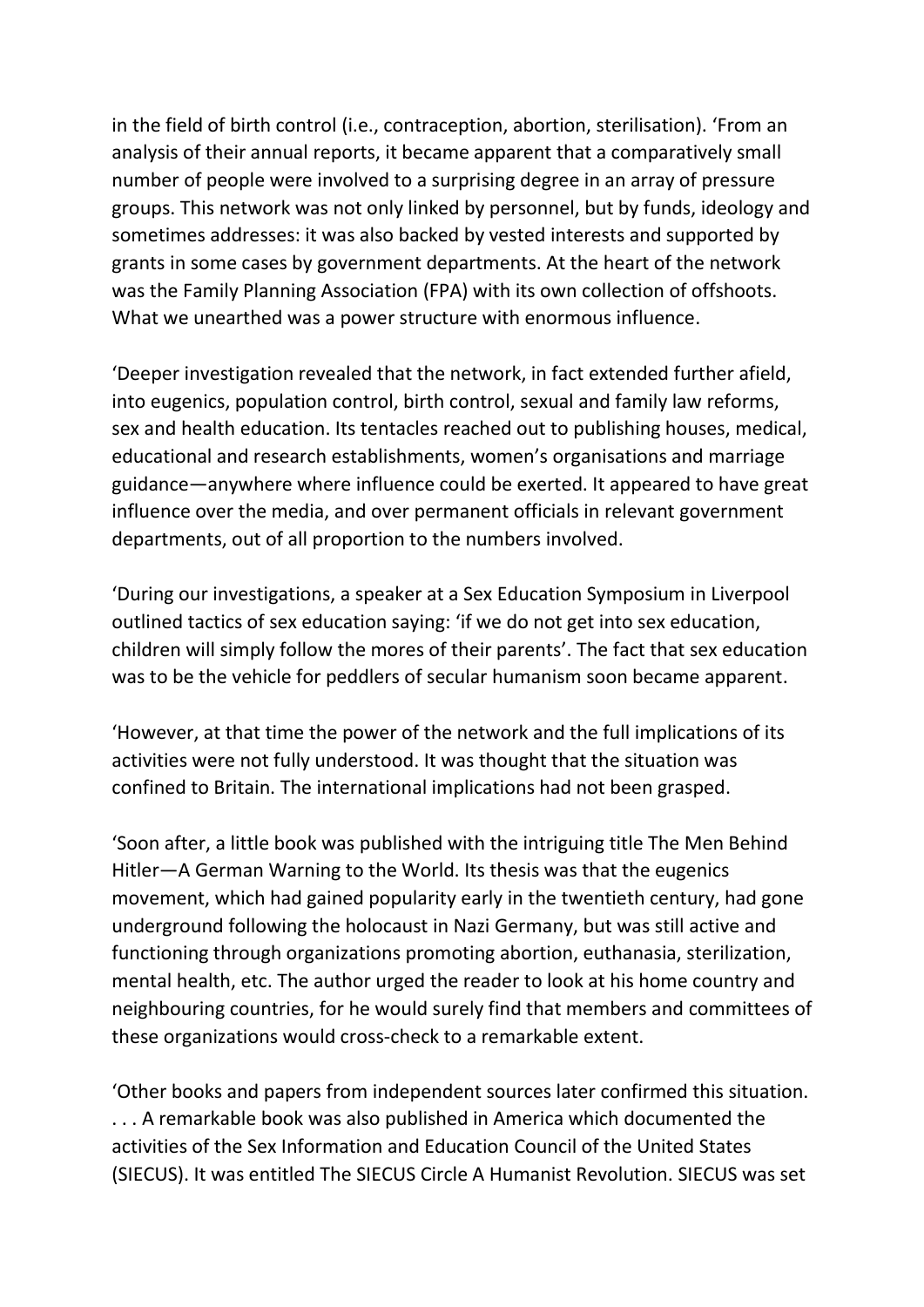in the field of birth control (i.e., contraception, abortion, sterilisation). 'From an analysis of their annual reports, it became apparent that a comparatively small number of people were involved to a surprising degree in an array of pressure groups. This network was not only linked by personnel, but by funds, ideology and sometimes addresses: it was also backed by vested interests and supported by grants in some cases by government departments. At the heart of the network was the Family Planning Association (FPA) with its own collection of offshoots. What we unearthed was a power structure with enormous influence.

'Deeper investigation revealed that the network, in fact extended further afield, into eugenics, population control, birth control, sexual and family law reforms, sex and health education. Its tentacles reached out to publishing houses, medical, educational and research establishments, women's organisations and marriage guidance—anywhere where influence could be exerted. It appeared to have great influence over the media, and over permanent officials in relevant government departments, out of all proportion to the numbers involved.

'During our investigations, a speaker at a Sex Education Symposium in Liverpool outlined tactics of sex education saying: 'if we do not get into sex education, children will simply follow the mores of their parents'. The fact that sex education was to be the vehicle for peddlers of secular humanism soon became apparent.

'However, at that time the power of the network and the full implications of its activities were not fully understood. It was thought that the situation was confined to Britain. The international implications had not been grasped.

'Soon after, a little book was published with the intriguing title The Men Behind Hitler—A German Warning to the World. Its thesis was that the eugenics movement, which had gained popularity early in the twentieth century, had gone underground following the holocaust in Nazi Germany, but was still active and functioning through organizations promoting abortion, euthanasia, sterilization, mental health, etc. The author urged the reader to look at his home country and neighbouring countries, for he would surely find that members and committees of these organizations would cross-check to a remarkable extent.

'Other books and papers from independent sources later confirmed this situation. . . . A remarkable book was also published in America which documented the activities of the Sex Information and Education Council of the United States (SIECUS). It was entitled The SIECUS Circle A Humanist Revolution. SIECUS was set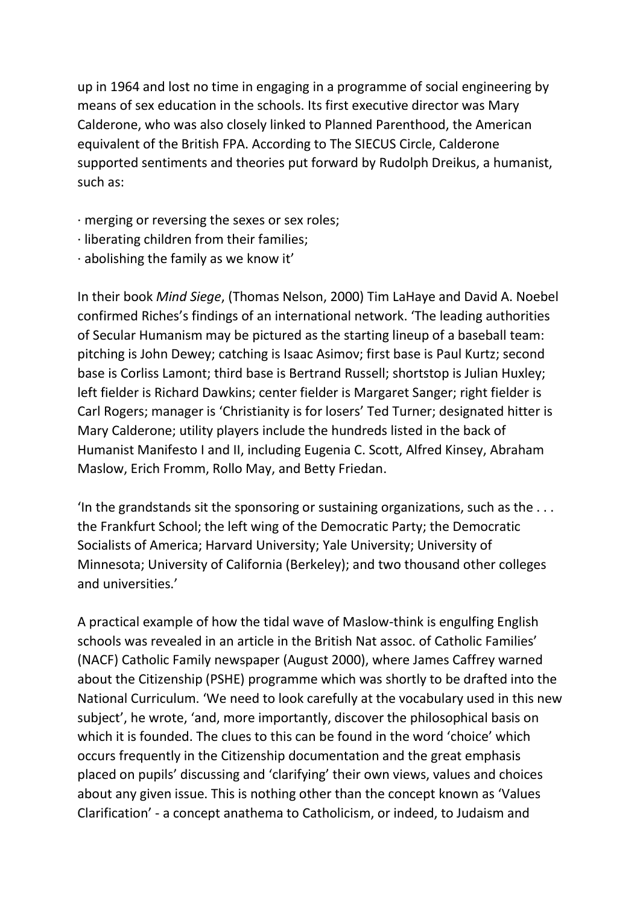up in 1964 and lost no time in engaging in a programme of social engineering by means of sex education in the schools. Its first executive director was Mary Calderone, who was also closely linked to Planned Parenthood, the American equivalent of the British FPA. According to The SIECUS Circle, Calderone supported sentiments and theories put forward by Rudolph Dreikus, a humanist, such as:

· merging or reversing the sexes or sex roles;
· liberating children from their families;
· abolishing the family as we know it'

In their book *Mind Siege*, (Thomas Nelson, 2000) Tim LaHaye and David A. Noebel confirmed Riches's findings of an international network. 'The leading authorities of Secular Humanism may be pictured as the starting lineup of a baseball team: pitching is John Dewey; catching is Isaac Asimov; first base is Paul Kurtz; second base is Corliss Lamont; third base is Bertrand Russell; shortstop is Julian Huxley; left fielder is Richard Dawkins; center fielder is Margaret Sanger; right fielder is Carl Rogers; manager is 'Christianity is for losers' Ted Turner; designated hitter is Mary Calderone; utility players include the hundreds listed in the back of Humanist Manifesto I and II, including Eugenia C. Scott, Alfred Kinsey, Abraham Maslow, Erich Fromm, Rollo May, and Betty Friedan.

'In the grandstands sit the sponsoring or sustaining organizations, such as the . . . the Frankfurt School; the left wing of the Democratic Party; the Democratic Socialists of America; Harvard University; Yale University; University of Minnesota; University of California (Berkeley); and two thousand other colleges and universities.'

A practical example of how the tidal wave of Maslow-think is engulfing English schools was revealed in an article in the British Nat assoc. of Catholic Families' (NACF) Catholic Family newspaper (August 2000), where James Caffrey warned about the Citizenship (PSHE) programme which was shortly to be drafted into the National Curriculum. 'We need to look carefully at the vocabulary used in this new subject', he wrote, 'and, more importantly, discover the philosophical basis on which it is founded. The clues to this can be found in the word 'choice' which occurs frequently in the Citizenship documentation and the great emphasis placed on pupils' discussing and 'clarifying' their own views, values and choices about any given issue. This is nothing other than the concept known as 'Values Clarification' - a concept anathema to Catholicism, or indeed, to Judaism and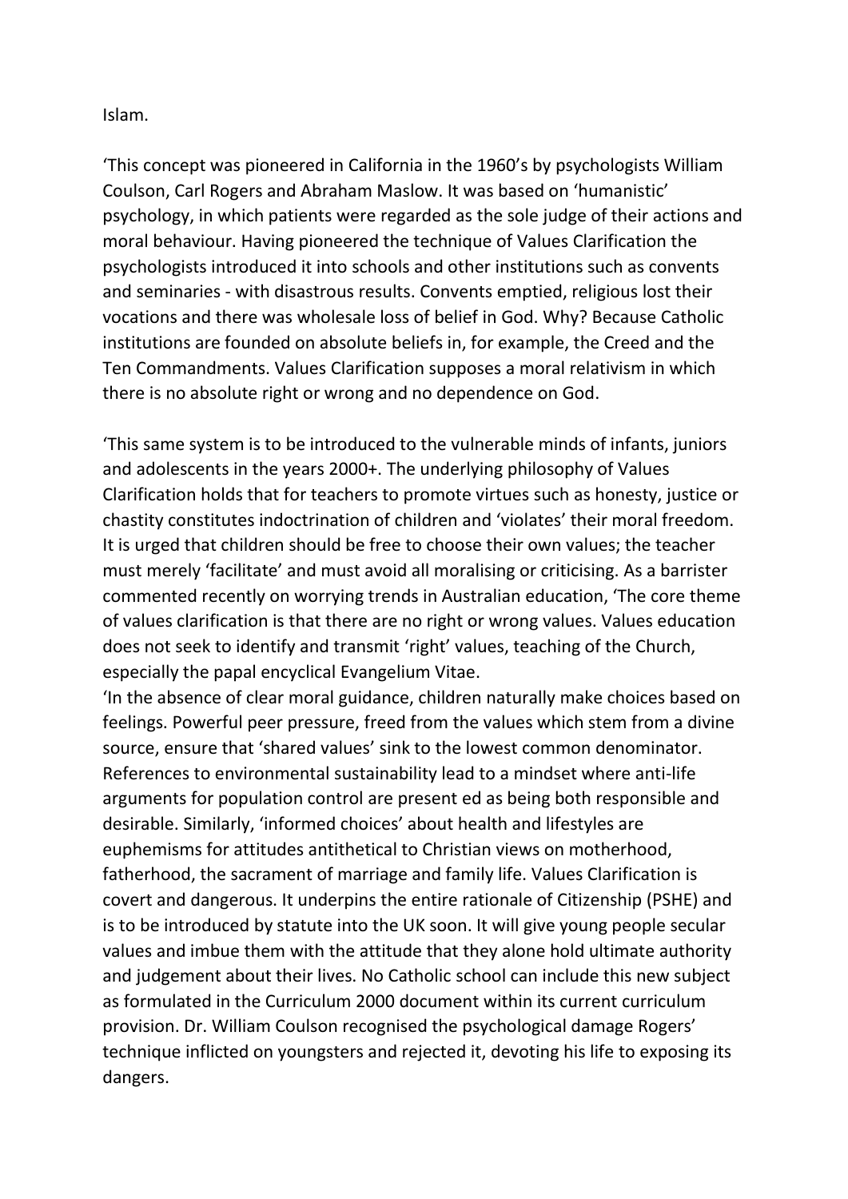Islam.

'This concept was pioneered in California in the 1960's by psychologists William Coulson, Carl Rogers and Abraham Maslow. It was based on 'humanistic' psychology, in which patients were regarded as the sole judge of their actions and moral behaviour. Having pioneered the technique of Values Clarification the psychologists introduced it into schools and other institutions such as convents and seminaries - with disastrous results. Convents emptied, religious lost their vocations and there was wholesale loss of belief in God. Why? Because Catholic institutions are founded on absolute beliefs in, for example, the Creed and the Ten Commandments. Values Clarification supposes a moral relativism in which there is no absolute right or wrong and no dependence on God.

'This same system is to be introduced to the vulnerable minds of infants, juniors and adolescents in the years 2000+. The underlying philosophy of Values Clarification holds that for teachers to promote virtues such as honesty, justice or chastity constitutes indoctrination of children and 'violates' their moral freedom. It is urged that children should be free to choose their own values; the teacher must merely 'facilitate' and must avoid all moralising or criticising. As a barrister commented recently on worrying trends in Australian education, 'The core theme of values clarification is that there are no right or wrong values. Values education does not seek to identify and transmit 'right' values, teaching of the Church, especially the papal encyclical Evangelium Vitae.

'In the absence of clear moral guidance, children naturally make choices based on feelings. Powerful peer pressure, freed from the values which stem from a divine source, ensure that 'shared values' sink to the lowest common denominator. References to environmental sustainability lead to a mindset where anti-life arguments for population control are present ed as being both responsible and desirable. Similarly, 'informed choices' about health and lifestyles are euphemisms for attitudes antithetical to Christian views on motherhood, fatherhood, the sacrament of marriage and family life. Values Clarification is covert and dangerous. It underpins the entire rationale of Citizenship (PSHE) and is to be introduced by statute into the UK soon. It will give young people secular values and imbue them with the attitude that they alone hold ultimate authority and judgement about their lives. No Catholic school can include this new subject as formulated in the Curriculum 2000 document within its current curriculum provision. Dr. William Coulson recognised the psychological damage Rogers' technique inflicted on youngsters and rejected it, devoting his life to exposing its dangers.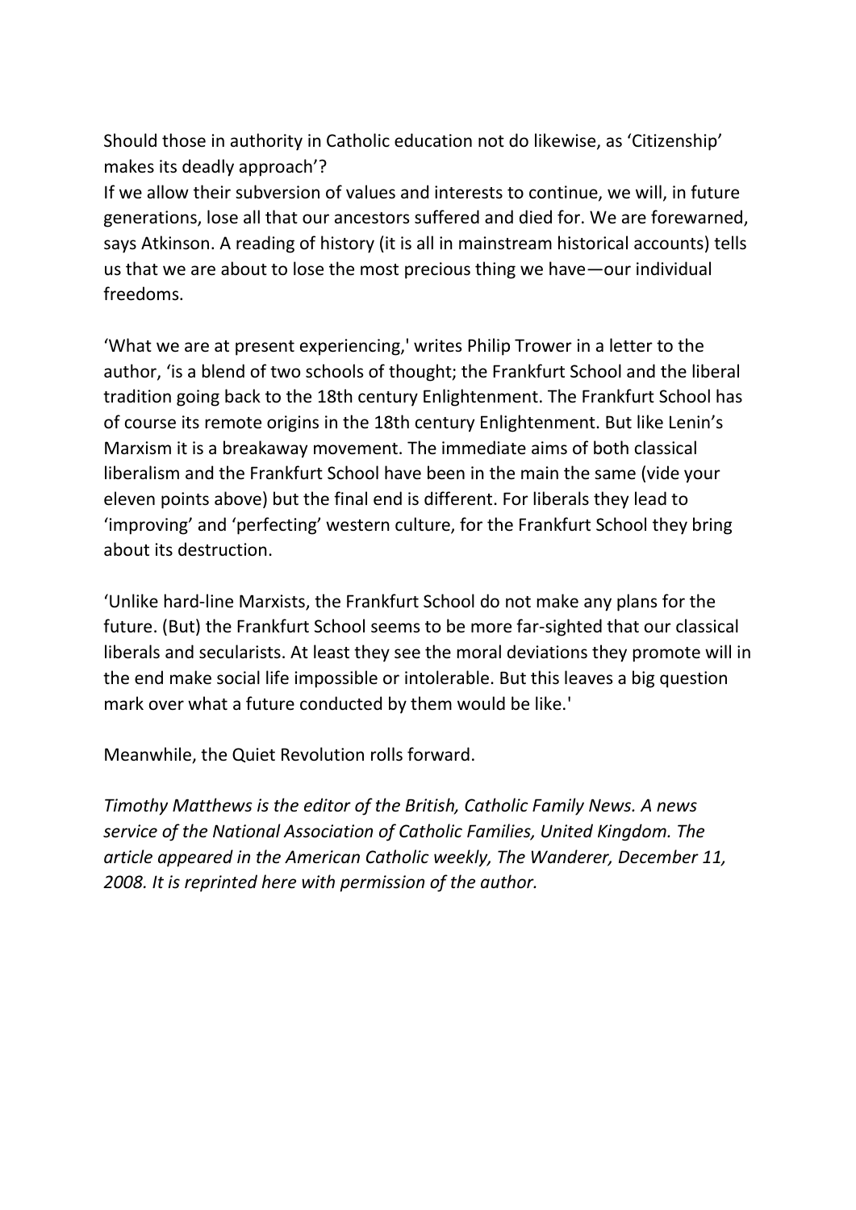Should those in authority in Catholic education not do likewise, as 'Citizenship' makes its deadly approach'?
If we allow their subversion of values and interests to continue, we will, in future generations, lose all that our ancestors suffered and died for. We are forewarned, says Atkinson. A reading of history (it is all in mainstream historical accounts) tells us that we are about to lose the most precious thing we have—our individual freedoms.

'What we are at present experiencing,' writes Philip Trower in a letter to the author, 'is a blend of two schools of thought; the Frankfurt School and the liberal tradition going back to the 18th century Enlightenment. The Frankfurt School has of course its remote origins in the 18th century Enlightenment. But like Lenin's Marxism it is a breakaway movement. The immediate aims of both classical liberalism and the Frankfurt School have been in the main the same (vide your eleven points above) but the final end is different. For liberals they lead to 'improving' and 'perfecting' western culture, for the Frankfurt School they bring about its destruction.

'Unlike hard-line Marxists, the Frankfurt School do not make any plans for the future. (But) the Frankfurt School seems to be more far-sighted that our classical liberals and secularists. At least they see the moral deviations they promote will in the end make social life impossible or intolerable. But this leaves a big question mark over what a future conducted by them would be like.'

Meanwhile, the Quiet Revolution rolls forward.

*Timothy Matthews is the editor of the British, Catholic Family News. A news service of the National Association of Catholic Families, United Kingdom. The article appeared in the American Catholic weekly, The Wanderer, December 11, 2008. It is reprinted here with permission of the author.*